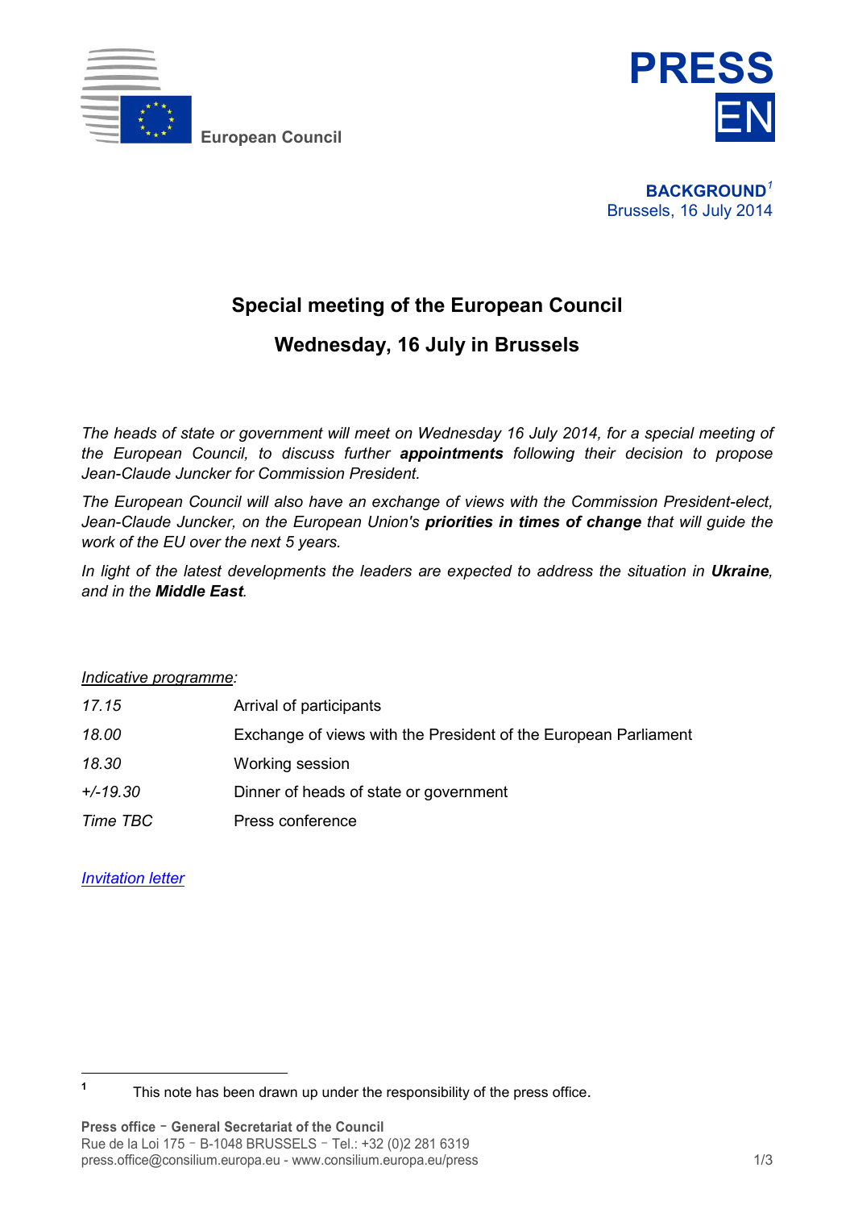European Council

**PRESS**
**EN**

**BACKGROUND**[1]
Brussels, 16 July 2014

## Special meeting of the European Council

## Wednesday, 16 July in Brussels

*The heads of state or government will meet on Wednesday 16 July 2014, for a special meeting of the European Council, to discuss further **appointments** following their decision to propose Jean-Claude Juncker for Commission President.*

*The European Council will also have an exchange of views with the Commission President-elect, Jean-Claude Juncker, on the European Union's **priorities in times of change** that will guide the work of the EU over the next 5 years.*

*In light of the latest developments the leaders are expected to address the situation in **Ukraine**, and in the **Middle East**.*

*Indicative programme:*

| | |
|---|---|
| *17.15* | Arrival of participants |
| *18.00* | Exchange of views with the President of the European Parliament |
| *18.30* | Working session |
| *+/-19.30* | Dinner of heads of state or government |
| *Time TBC* | Press conference |

*Invitation letter*

[1] This note has been drawn up under the responsibility of the press office.

**Press office - General Secretariat of the Council**
Rue de la Loi 175 - B-1048 BRUSSELS - Tel.: +32 (0)2 281 6319
press.office@consilium.europa.eu - www.consilium.europa.eu/press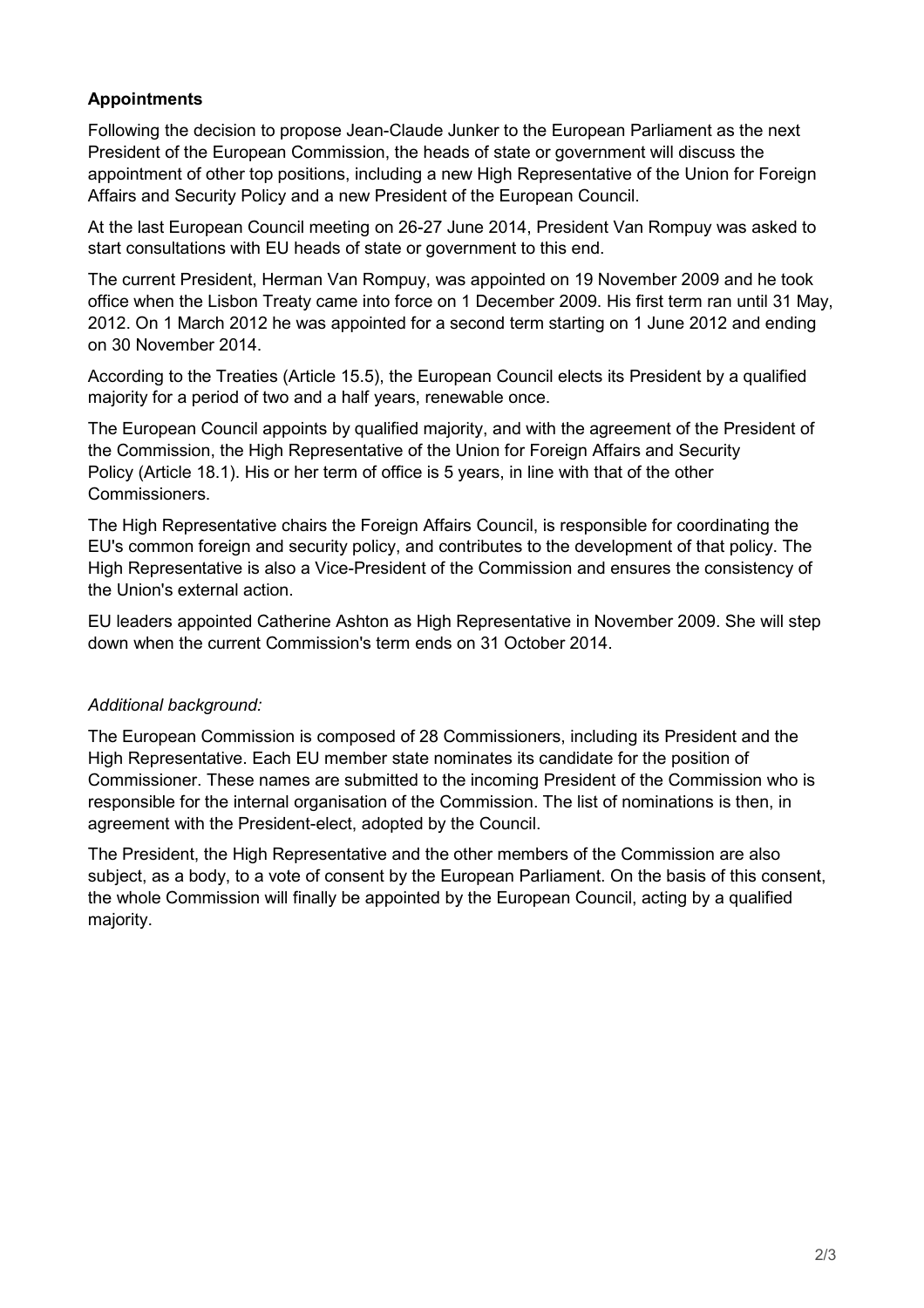**Appointments**

Following the decision to propose Jean-Claude Junker to the European Parliament as the next President of the European Commission, the heads of state or government will discuss the appointment of other top positions, including a new High Representative of the Union for Foreign Affairs and Security Policy and a new President of the European Council.

At the last European Council meeting on 26-27 June 2014, President Van Rompuy was asked to start consultations with EU heads of state or government to this end.

The current President, Herman Van Rompuy, was appointed on 19 November 2009 and he took office when the Lisbon Treaty came into force on 1 December 2009. His first term ran until 31 May, 2012. On 1 March 2012 he was appointed for a second term starting on 1 June 2012 and ending on 30 November 2014.

According to the Treaties (Article 15.5), the European Council elects its President by a qualified majority for a period of two and a half years, renewable once.

The European Council appoints by qualified majority, and with the agreement of the President of the Commission, the High Representative of the Union for Foreign Affairs and Security Policy (Article 18.1). His or her term of office is 5 years, in line with that of the other Commissioners.

The High Representative chairs the Foreign Affairs Council, is responsible for coordinating the EU's common foreign and security policy, and contributes to the development of that policy. The High Representative is also a Vice-President of the Commission and ensures the consistency of the Union's external action.

EU leaders appointed Catherine Ashton as High Representative in November 2009. She will step down when the current Commission's term ends on 31 October 2014.

*Additional background:*

The European Commission is composed of 28 Commissioners, including its President and the High Representative. Each EU member state nominates its candidate for the position of Commissioner. These names are submitted to the incoming President of the Commission who is responsible for the internal organisation of the Commission. The list of nominations is then, in agreement with the President-elect, adopted by the Council.

The President, the High Representative and the other members of the Commission are also subject, as a body, to a vote of consent by the European Parliament. On the basis of this consent, the whole Commission will finally be appointed by the European Council, acting by a qualified majority.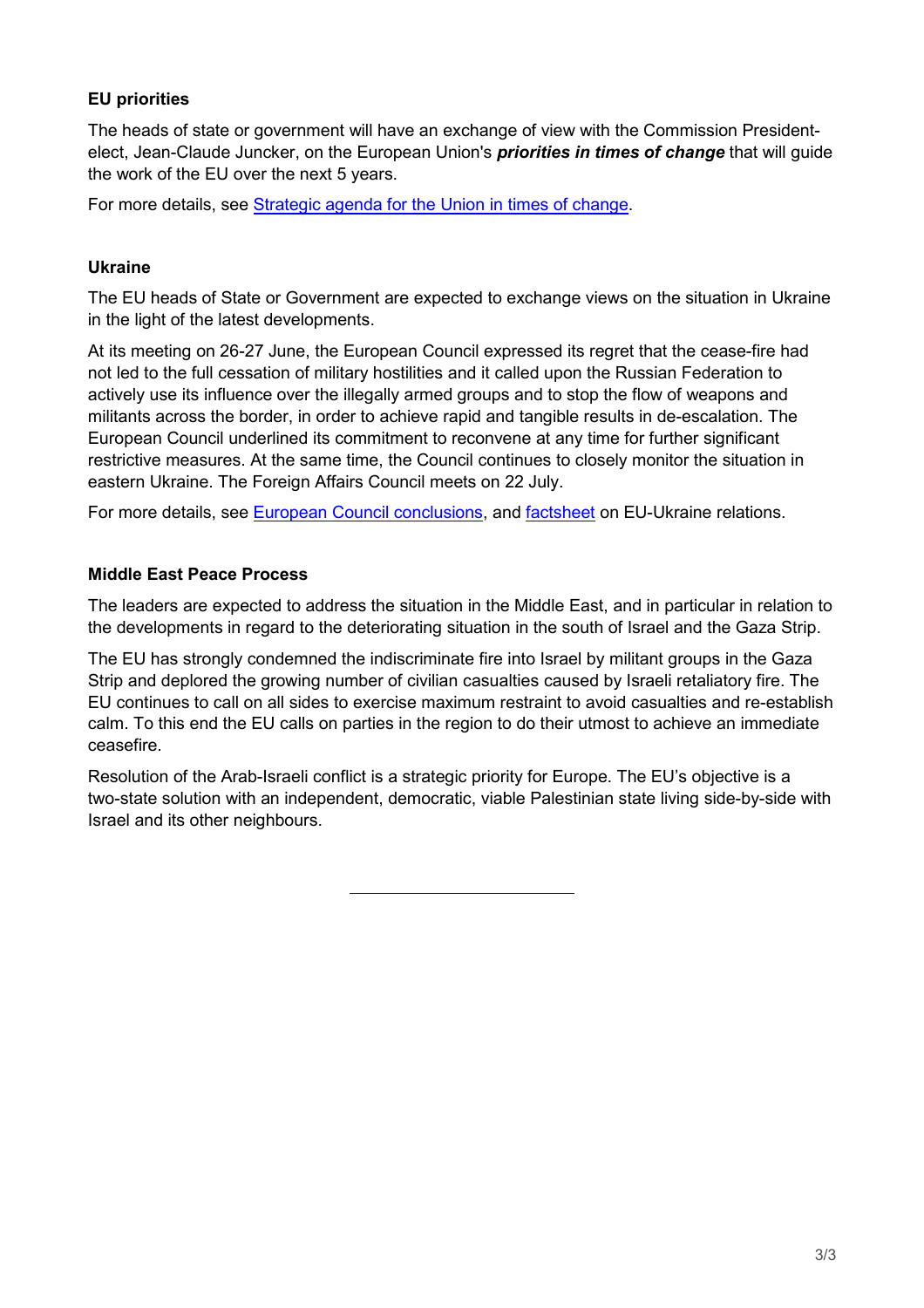## EU priorities

The heads of state or government will have an exchange of view with the Commission President-elect, Jean-Claude Juncker, on the European Union's ***priorities in times of change*** that will guide the work of the EU over the next 5 years.

For more details, see Strategic agenda for the Union in times of change.

## Ukraine

The EU heads of State or Government are expected to exchange views on the situation in Ukraine in the light of the latest developments.

At its meeting on 26-27 June, the European Council expressed its regret that the cease-fire had not led to the full cessation of military hostilities and it called upon the Russian Federation to actively use its influence over the illegally armed groups and to stop the flow of weapons and militants across the border, in order to achieve rapid and tangible results in de-escalation. The European Council underlined its commitment to reconvene at any time for further significant restrictive measures. At the same time, the Council continues to closely monitor the situation in eastern Ukraine. The Foreign Affairs Council meets on 22 July.

For more details, see European Council conclusions, and factsheet on EU-Ukraine relations.

## Middle East Peace Process

The leaders are expected to address the situation in the Middle East, and in particular in relation to the developments in regard to the deteriorating situation in the south of Israel and the Gaza Strip.

The EU has strongly condemned the indiscriminate fire into Israel by militant groups in the Gaza Strip and deplored the growing number of civilian casualties caused by Israeli retaliatory fire. The EU continues to call on all sides to exercise maximum restraint to avoid casualties and re-establish calm. To this end the EU calls on parties in the region to do their utmost to achieve an immediate ceasefire.

Resolution of the Arab-Israeli conflict is a strategic priority for Europe. The EU's objective is a two-state solution with an independent, democratic, viable Palestinian state living side-by-side with Israel and its other neighbours.

---